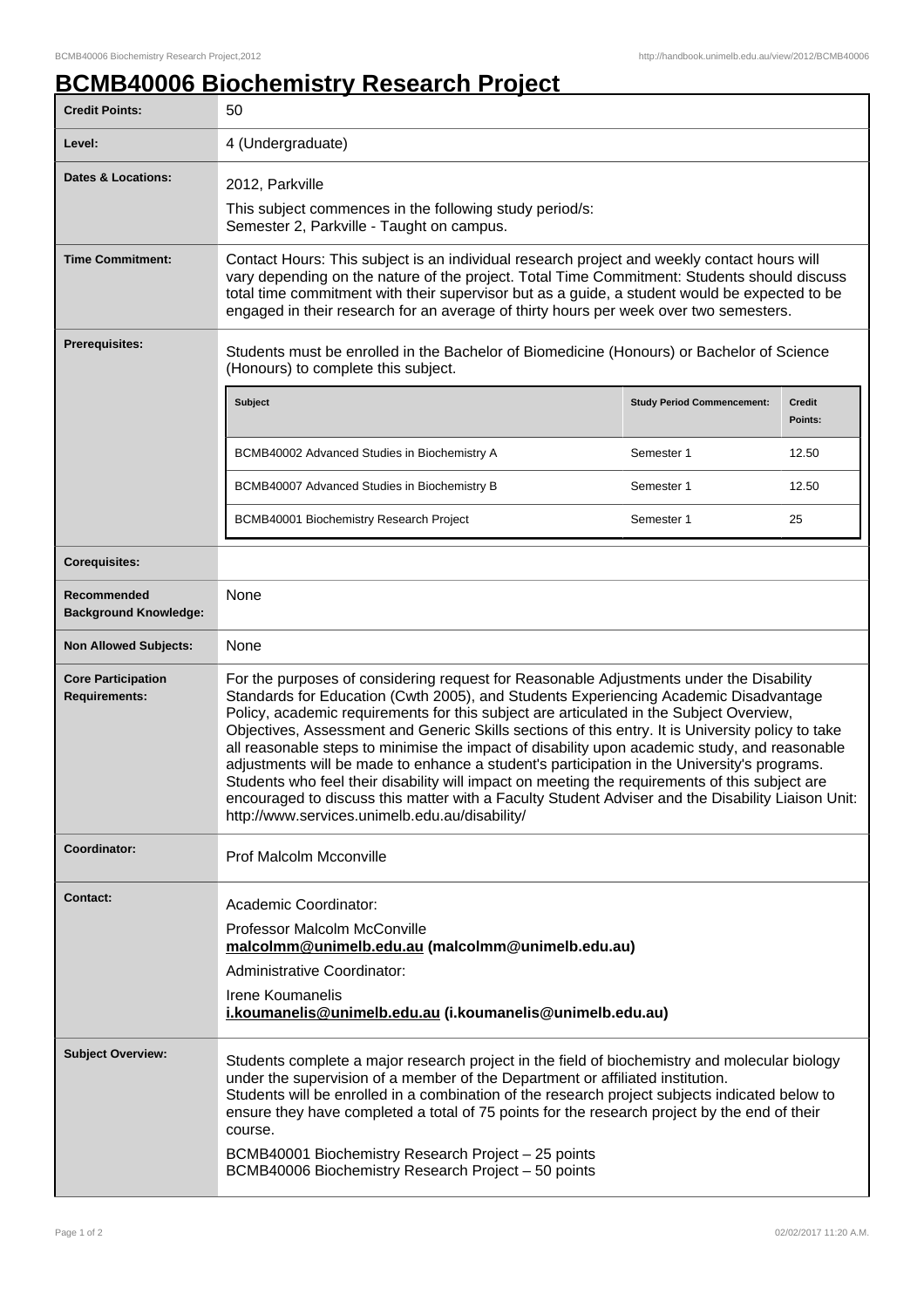# BCMB40006 Biochemistry Research Project

| | |
|---|---|
| **Credit Points:** | 50 |
| **Level:** | 4 (Undergraduate) |
| **Dates & Locations:** | 2012, Parkville<br>This subject commences in the following study period/s:<br>Semester 2, Parkville - Taught on campus. |
| **Time Commitment:** | Contact Hours: This subject is an individual research project and weekly contact hours will vary depending on the nature of the project. Total Time Commitment: Students should discuss total time commitment with their supervisor but as a guide, a student would be expected to be engaged in their research for an average of thirty hours per week over two semesters. |
| **Prerequisites:** | Students must be enrolled in the Bachelor of Biomedicine (Honours) or Bachelor of Science (Honours) to complete this subject. |
| **Corequisites:** | |
| **Recommended Background Knowledge:** | None |
| **Non Allowed Subjects:** | None |
| **Core Participation Requirements:** | For the purposes of considering request for Reasonable Adjustments under the Disability Standards for Education (Cwth 2005), and Students Experiencing Academic Disadvantage Policy, academic requirements for this subject are articulated in the Subject Overview, Objectives, Assessment and Generic Skills sections of this entry. It is University policy to take all reasonable steps to minimise the impact of disability upon academic study, and reasonable adjustments will be made to enhance a student's participation in the University's programs. Students who feel their disability will impact on meeting the requirements of this subject are encouraged to discuss this matter with a Faculty Student Adviser and the Disability Liaison Unit: http://www.services.unimelb.edu.au/disability/ |
| **Coordinator:** | Prof Malcolm Mcconville |
| **Contact:** | Academic Coordinator:<br>Professor Malcolm McConville<br>**malcolmm@unimelb.edu.au (malcolmm@unimelb.edu.au)**<br>Administrative Coordinator:<br>Irene Koumanelis<br>**i.koumanelis@unimelb.edu.au (i.koumanelis@unimelb.edu.au)** |
| **Subject Overview:** | Students complete a major research project in the field of biochemistry and molecular biology under the supervision of a member of the Department or affiliated institution.<br>Students will be enrolled in a combination of the research project subjects indicated below to ensure they have completed a total of 75 points for the research project by the end of their course.<br>BCMB40001 Biochemistry Research Project – 25 points<br>BCMB40006 Biochemistry Research Project – 50 points |

Prerequisite subjects:

| Subject | Study Period Commencement: | Credit Points: |
|---|---|---|
| BCMB40002 Advanced Studies in Biochemistry A | Semester 1 | 12.50 |
| BCMB40007 Advanced Studies in Biochemistry B | Semester 1 | 12.50 |
| BCMB40001 Biochemistry Research Project | Semester 1 | 25 |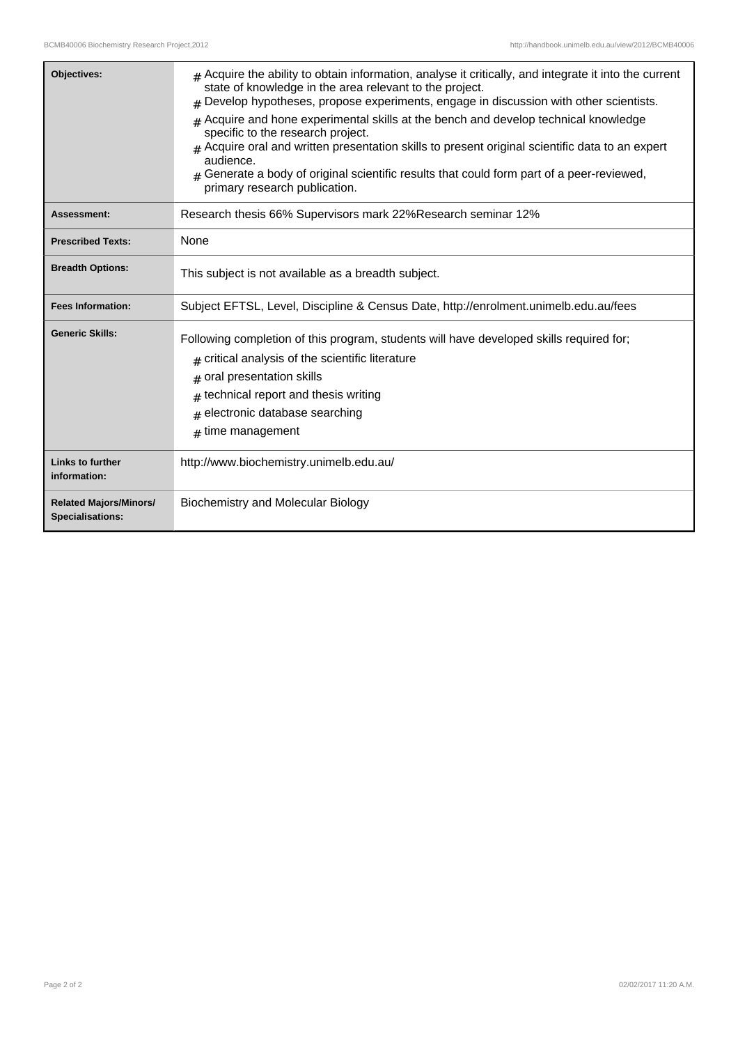| | |
|---|---|
| **Objectives:** | # Acquire the ability to obtain information, analyse it critically, and integrate it into the current state of knowledge in the area relevant to the project.<br># Develop hypotheses, propose experiments, engage in discussion with other scientists.<br># Acquire and hone experimental skills at the bench and develop technical knowledge specific to the research project.<br># Acquire oral and written presentation skills to present original scientific data to an expert audience.<br># Generate a body of original scientific results that could form part of a peer-reviewed, primary research publication. |
| **Assessment:** | Research thesis 66% Supervisors mark 22%Research seminar 12% |
| **Prescribed Texts:** | None |
| **Breadth Options:** | This subject is not available as a breadth subject. |
| **Fees Information:** | Subject EFTSL, Level, Discipline & Census Date, http://enrolment.unimelb.edu.au/fees |
| **Generic Skills:** | Following completion of this program, students will have developed skills required for;<br># critical analysis of the scientific literature<br># oral presentation skills<br># technical report and thesis writing<br># electronic database searching<br># time management |
| **Links to further information:** | http://www.biochemistry.unimelb.edu.au/ |
| **Related Majors/Minors/ Specialisations:** | Biochemistry and Molecular Biology |